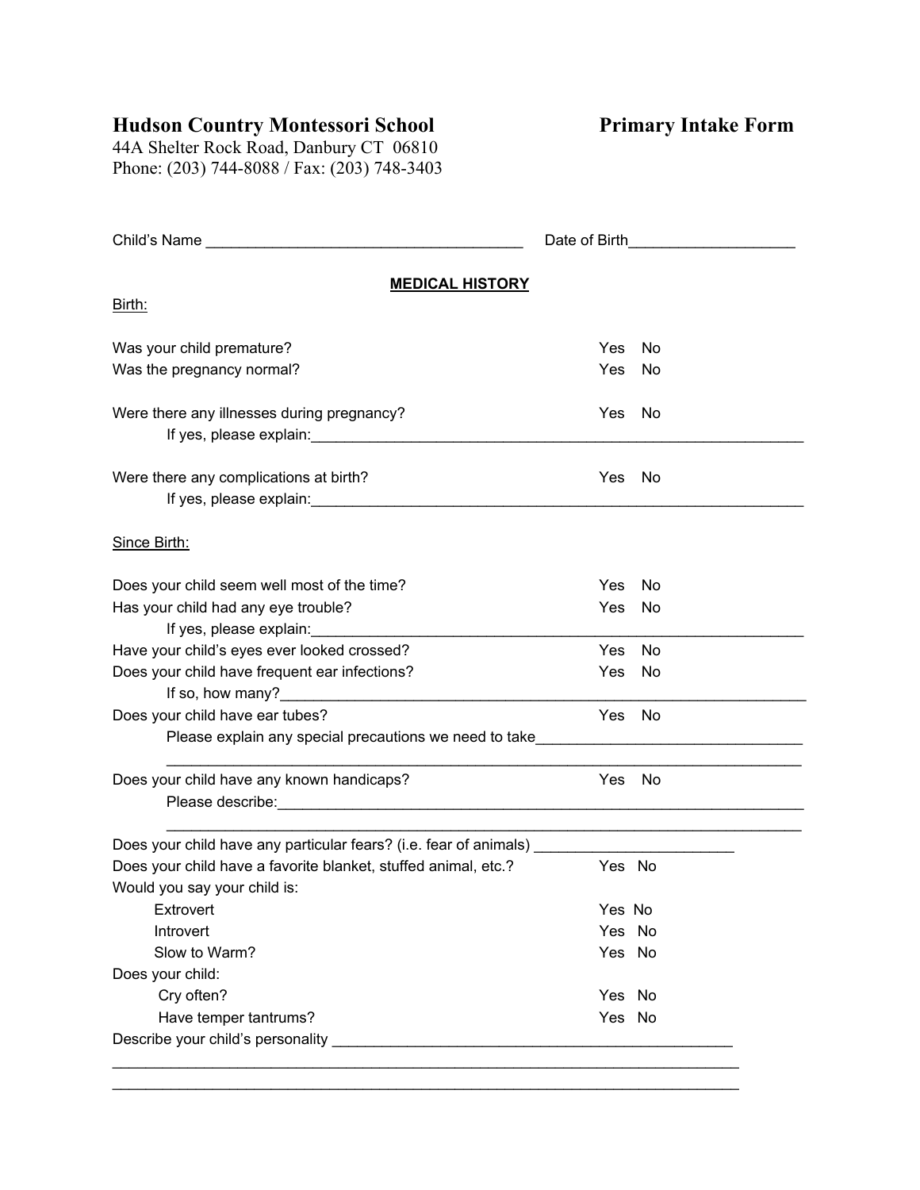# Hudson Country Montessori School

**Primary Intake Form**

44A Shelter Rock Road, Danbury CT 06810
Phone: (203) 744-8088 / Fax: (203) 748-3403

Child's Name ______________________________________ Date of Birth____________________

## MEDICAL HISTORY

Birth:

Was your child premature? Yes No

Was the pregnancy normal? Yes No

Were there any illnesses during pregnancy? Yes No

If yes, please explain:______________________________________________________________

Were there any complications at birth? Yes No

If yes, please explain:______________________________________________________________

Since Birth:

Does your child seem well most of the time? Yes No

Has your child had any eye trouble? Yes No

If yes, please explain:______________________________________________________________

Have your child's eyes ever looked crossed? Yes No

Does your child have frequent ear infections? Yes No

If so, how many?___________________________________________________________________

Does your child have ear tubes? Yes No

Please explain any special precautions we need to take________________________________

_____________________________________________________________________________

Does your child have any known handicaps? Yes No

Please describe:____________________________________________________________________

_____________________________________________________________________________

Does your child have any particular fears? (i.e. fear of animals) _______________________

Does your child have a favorite blanket, stuffed animal, etc.? Yes No

Would you say your child is:

- Extrovert Yes No
- Introvert Yes No
- Slow to Warm? Yes No

Does your child:

- Cry often? Yes No
- Have temper tantrums? Yes No

Describe your child's personality _________________________________________________

_____________________________________________________________________________

_____________________________________________________________________________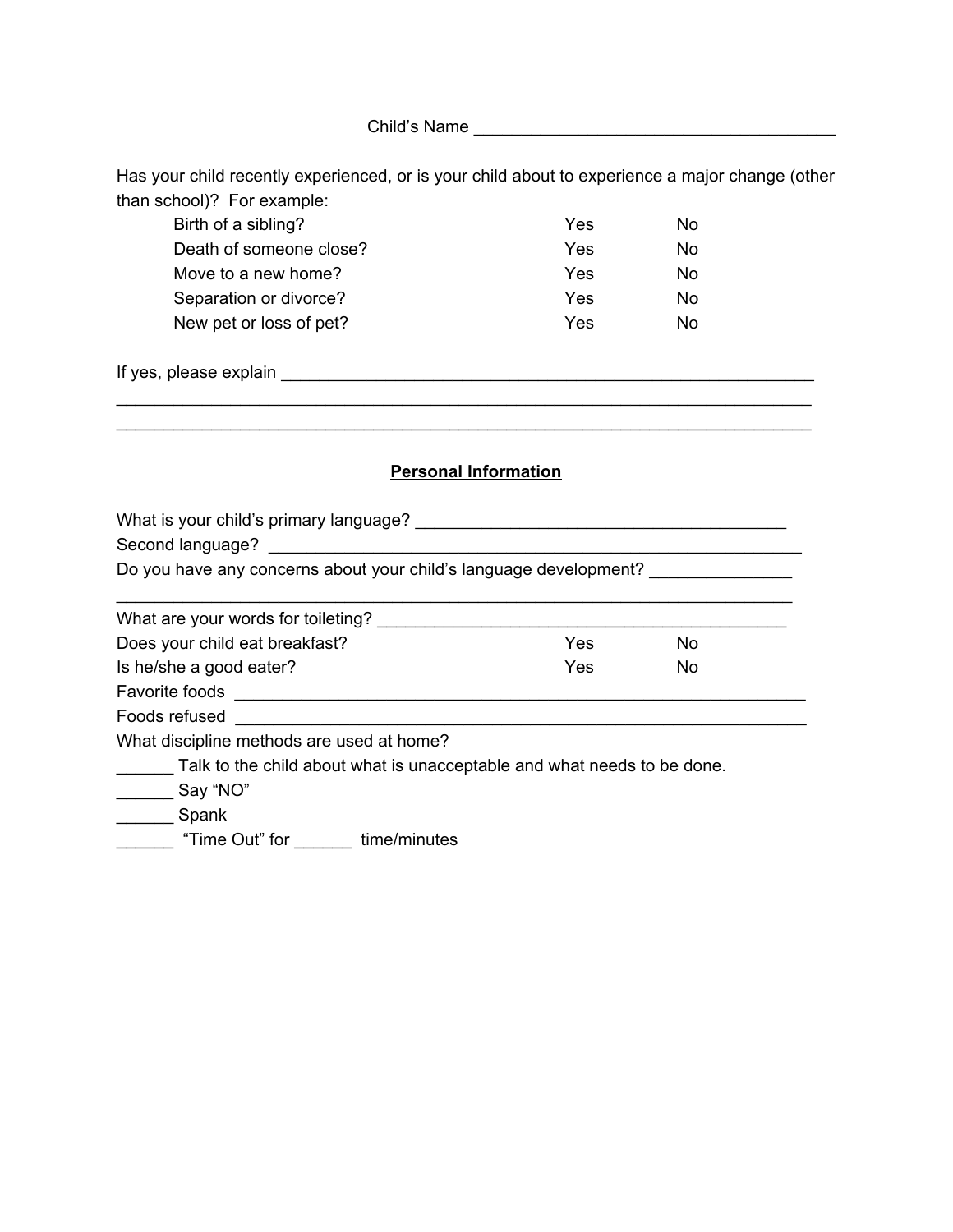Child's Name ______________________________________

Has your child recently experienced, or is your child about to experience a major change (other than school)? For example:

| | | |
|---|---|---|
| Birth of a sibling? | Yes | No |
| Death of someone close? | Yes | No |
| Move to a new home? | Yes | No |
| Separation or divorce? | Yes | No |
| New pet or loss of pet? | Yes | No |

If yes, please explain ___________________________________________________________
_________________________________________________________________________
_________________________________________________________________________

## Personal Information

What is your child's primary language? _______________________________________

Second language? _________________________________________________________

Do you have any concerns about your child's language development? ______________
_________________________________________________________________________

What are your words for toileting? ____________________________________________

| | | |
|---|---|---|
| Does your child eat breakfast? | Yes | No |
| Is he/she a good eater? | Yes | No |

Favorite foods _____________________________________________________________

Foods refused _____________________________________________________________

What discipline methods are used at home?

______ Talk to the child about what is unacceptable and what needs to be done.

______ Say "NO"

______ Spank

______ "Time Out" for ______ time/minutes